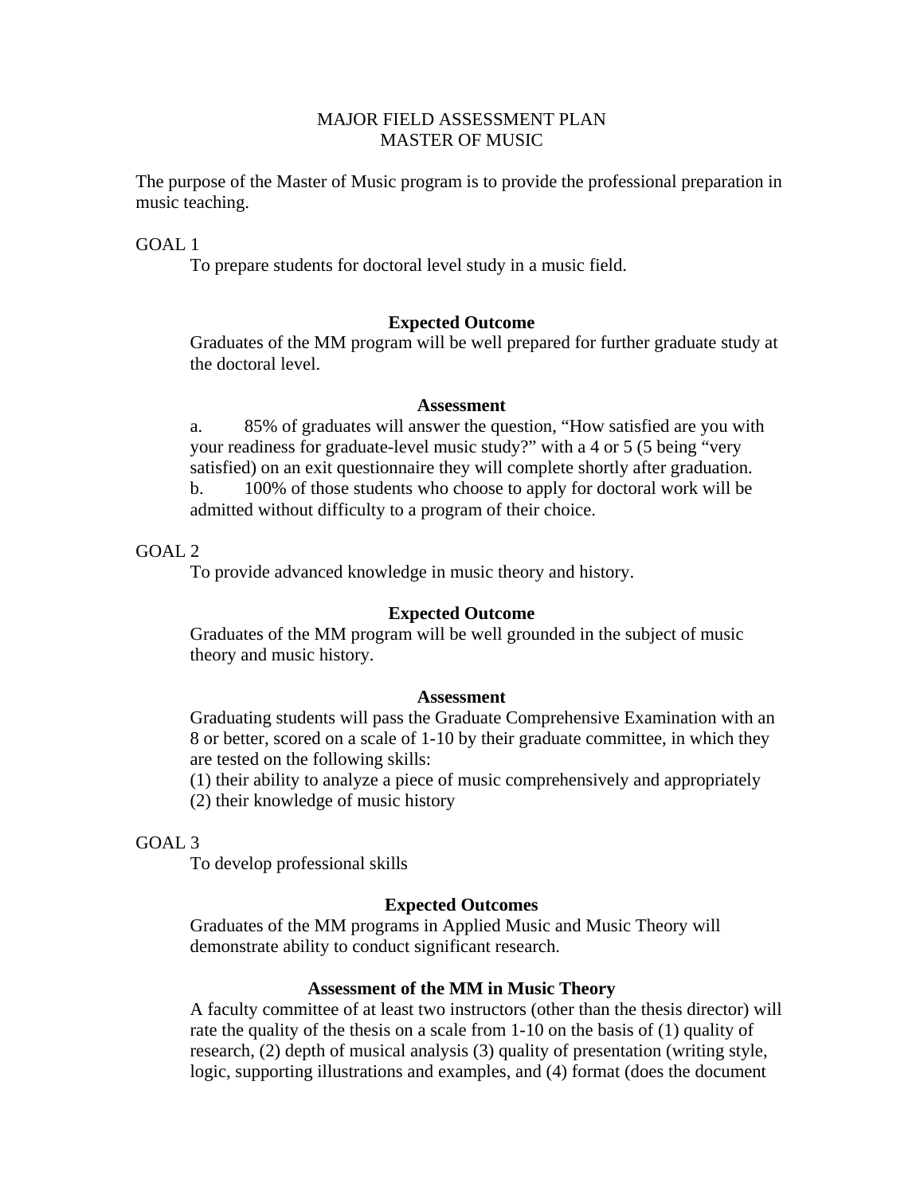# MAJOR FIELD ASSESSMENT PLAN
# MASTER OF MUSIC

The purpose of the Master of Music program is to provide the professional preparation in music teaching.

GOAL 1

To prepare students for doctoral level study in a music field.

**Expected Outcome**

Graduates of the MM program will be well prepared for further graduate study at the doctoral level.

**Assessment**

a. 85% of graduates will answer the question, "How satisfied are you with your readiness for graduate-level music study?" with a 4 or 5 (5 being "very satisfied) on an exit questionnaire they will complete shortly after graduation.

b. 100% of those students who choose to apply for doctoral work will be admitted without difficulty to a program of their choice.

GOAL 2

To provide advanced knowledge in music theory and history.

**Expected Outcome**

Graduates of the MM program will be well grounded in the subject of music theory and music history.

**Assessment**

Graduating students will pass the Graduate Comprehensive Examination with an 8 or better, scored on a scale of 1-10 by their graduate committee, in which they are tested on the following skills:

(1) their ability to analyze a piece of music comprehensively and appropriately
(2) their knowledge of music history

GOAL 3

To develop professional skills

**Expected Outcomes**

Graduates of the MM programs in Applied Music and Music Theory will demonstrate ability to conduct significant research.

**Assessment of the MM in Music Theory**

A faculty committee of at least two instructors (other than the thesis director) will rate the quality of the thesis on a scale from 1-10 on the basis of (1) quality of research, (2) depth of musical analysis (3) quality of presentation (writing style, logic, supporting illustrations and examples, and (4) format (does the document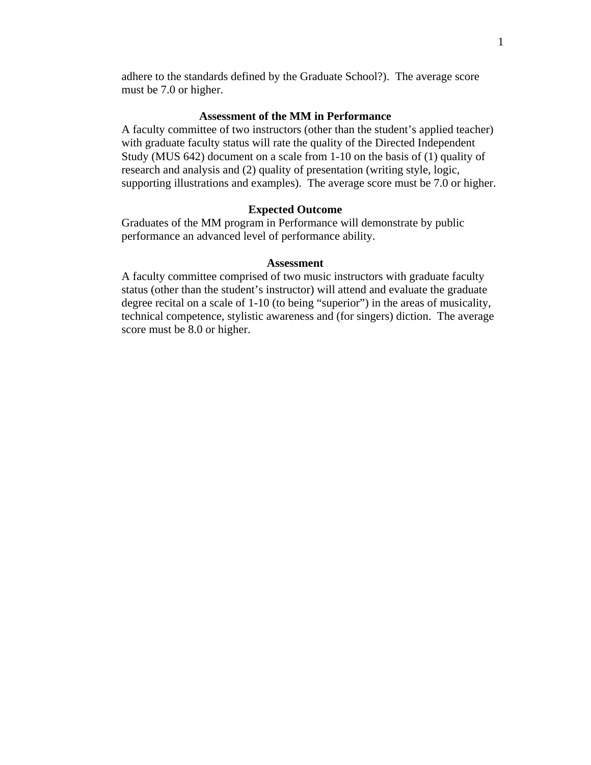adhere to the standards defined by the Graduate School?). The average score must be 7.0 or higher.

### Assessment of the MM in Performance

A faculty committee of two instructors (other than the student's applied teacher) with graduate faculty status will rate the quality of the Directed Independent Study (MUS 642) document on a scale from 1-10 on the basis of (1) quality of research and analysis and (2) quality of presentation (writing style, logic, supporting illustrations and examples). The average score must be 7.0 or higher.

### Expected Outcome

Graduates of the MM program in Performance will demonstrate by public performance an advanced level of performance ability.

### Assessment

A faculty committee comprised of two music instructors with graduate faculty status (other than the student's instructor) will attend and evaluate the graduate degree recital on a scale of 1-10 (to being "superior") in the areas of musicality, technical competence, stylistic awareness and (for singers) diction. The average score must be 8.0 or higher.